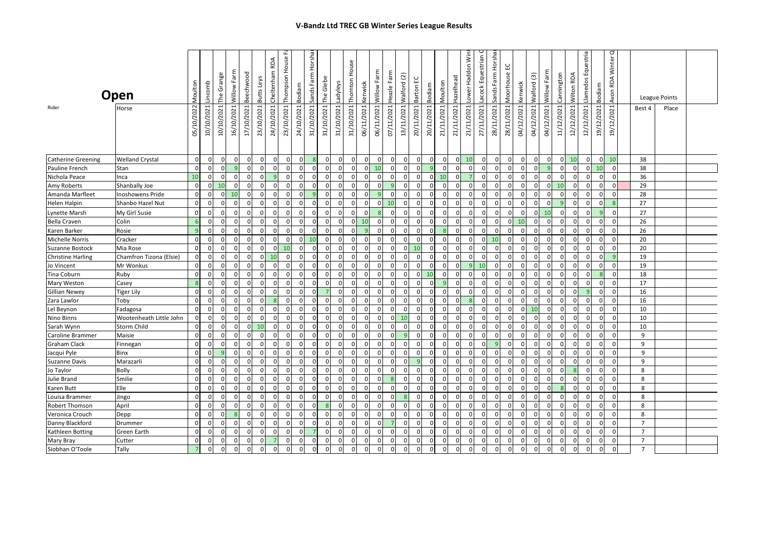# V-Bandz Ltd TREC GB Winter Series League Results

## Open

| Rider | Horse | Moulton 05/10/2022 | Lincomb 10/10/2021 | The Grange 10/10/2021 | Willow Farm 16/10/2021 | Beechwood 17/10/2021 | Butts Leys 23/10/2021 | Cheltenham RDA 24/10/2021 | Thompson House F 23/10/2021 | Bodiam 24/10/2021 | Sands Farm Horsha 31/10/2021 | The Glebe 31/10/2021 | Ladyleys 31/10/2021 | Thornton House 31/10/2021 | Kenwick 06/11/2021 | Willow Farm 06/11/2021 | Heazle Farm 07/11/2021 | Walford (2) 13/11/2021 | Barton EC 20/11/2021 | Bodiam 20/11/2021 | Moulton 21/11/2021 | Hazelhead 21/11/2021 | Lower Haddon Win 21/11/2021 | Lacock Equestrian C 27/11/2021 | Sands Farm Horsha 28/11/2021 | Moorhouse EC 28/11/2021 | Kenwick 04/12/2021 | Walford (3) 04/12/2021 | Willow Farm 04/12/2021 | Cannington 11/12/2021 | Wilton RDA 12/12/2021 | Llamedos Equestria 12/12/2021 | Bodiam 19/12/2021 | Avon RDA Winter Q 19/12/2021 | League Points Best 4 | Place |
|---|---|---|---|---|---|---|---|---|---|---|---|---|---|---|---|---|---|---|---|---|---|---|---|---|---|---|---|---|---|---|---|---|---|---|---|---|
| Catherine Greening | Welland Crystal | 0 | 0 | 0 | 0 | 0 | 0 | 0 | 0 | 0 | 8 | 0 | 0 | 0 | 0 | 0 | 0 | 0 | 0 | 0 | 0 | 0 | 10 | 0 | 0 | 0 | 0 | 0 | 0 | 0 | 0 | 10 | 0 | 10 | 38 | |
| Pauline French | Stan | 0 | 0 | 0 | 9 | 0 | 0 | 0 | 0 | 0 | 0 | 0 | 0 | 0 | 0 | 10 | 0 | 0 | 0 | 9 | 0 | 0 | 0 | 0 | 0 | 0 | 0 | 0 | 9 | 0 | 0 | 0 | 10 | 0 | 38 | |
| Nichola Peace | Inca | 10 | 0 | 0 | 0 | 0 | 0 | 9 | 0 | 0 | 0 | 0 | 0 | 0 | 0 | 0 | 0 | 0 | 0 | 0 | 10 | 0 | 7 | 0 | 0 | 0 | 0 | 0 | 0 | 0 | 0 | 0 | 0 | 0 | 36 | |
| Amy Roberts | Shanbally Joe | 0 | 0 | 10 | 0 | 0 | 0 | 0 | 0 | 0 | 0 | 0 | 0 | 0 | 0 | 0 | 9 | 0 | 0 | 0 | 0 | 0 | 0 | 0 | 0 | 0 | 0 | 0 | 0 | 10 | 0 | 0 | 0 | 0 | 29 | |
| Amanda Marfleet | Inoshowens Pride | 0 | 0 | 0 | 10 | 0 | 0 | 0 | 0 | 0 | 9 | 0 | 0 | 0 | 0 | 9 | 0 | 0 | 0 | 0 | 0 | 0 | 0 | 0 | 0 | 0 | 0 | 0 | 0 | 0 | 0 | 0 | 0 | 0 | 28 | |
| Helen Halpin | Shanbo Hazel Nut | 0 | 0 | 0 | 0 | 0 | 0 | 0 | 0 | 0 | 0 | 0 | 0 | 0 | 0 | 0 | 10 | 0 | 0 | 0 | 0 | 0 | 0 | 0 | 0 | 0 | 0 | 0 | 0 | 9 | 0 | 0 | 0 | 8 | 27 | |
| Lynette Marsh | My Girl Susie | 0 | 0 | 0 | 0 | 0 | 0 | 0 | 0 | 0 | 0 | 0 | 0 | 0 | 0 | 8 | 0 | 0 | 0 | 0 | 0 | 0 | 0 | 0 | 0 | 0 | 0 | 0 | 10 | 0 | 0 | 0 | 9 | 0 | 27 | |
| Bella Craven | Colin | 6 | 0 | 0 | 0 | 0 | 0 | 0 | 0 | 0 | 0 | 0 | 0 | 0 | 10 | 0 | 0 | 0 | 0 | 0 | 0 | 0 | 0 | 0 | 0 | 0 | 10 | 0 | 0 | 0 | 0 | 0 | 0 | 0 | 26 | |
| Karen Barker | Rosie | 9 | 0 | 0 | 0 | 0 | 0 | 0 | 0 | 0 | 0 | 0 | 0 | 0 | 9 | 0 | 0 | 0 | 0 | 0 | 8 | 0 | 0 | 0 | 0 | 0 | 0 | 0 | 0 | 0 | 0 | 0 | 0 | 0 | 26 | |
| Michelle Norris | Cracker | 0 | 0 | 0 | 0 | 0 | 0 | 0 | 0 | 0 | 10 | 0 | 0 | 0 | 0 | 0 | 0 | 0 | 0 | 0 | 0 | 0 | 0 | 0 | 10 | 0 | 0 | 0 | 0 | 0 | 0 | 0 | 0 | 0 | 20 | |
| Suzanne Bostock | Mia Rose | 0 | 0 | 0 | 0 | 0 | 0 | 0 | 10 | 0 | 0 | 0 | 0 | 0 | 0 | 0 | 0 | 0 | 10 | 0 | 0 | 0 | 0 | 0 | 0 | 0 | 0 | 0 | 0 | 0 | 0 | 0 | 0 | 0 | 20 | |
| Christine Harling | Chamfron Tizona (Elsie) | 0 | 0 | 0 | 0 | 0 | 0 | 10 | 0 | 0 | 0 | 0 | 0 | 0 | 0 | 0 | 0 | 0 | 0 | 0 | 0 | 0 | 0 | 0 | 0 | 0 | 0 | 0 | 0 | 0 | 0 | 0 | 0 | 9 | 19 | |
| Jo Vincent | Mr Wonkus | 0 | 0 | 0 | 0 | 0 | 0 | 0 | 0 | 0 | 0 | 0 | 0 | 0 | 0 | 0 | 0 | 0 | 0 | 0 | 0 | 0 | 9 | 10 | 0 | 0 | 0 | 0 | 0 | 0 | 0 | 0 | 0 | 0 | 19 | |
| Tina Coburn | Ruby | 0 | 0 | 0 | 0 | 0 | 0 | 0 | 0 | 0 | 0 | 0 | 0 | 0 | 0 | 0 | 0 | 0 | 0 | 10 | 0 | 0 | 0 | 0 | 0 | 0 | 0 | 0 | 0 | 0 | 0 | 0 | 8 | 0 | 18 | |
| Mary Weston | Casey | 8 | 0 | 0 | 0 | 0 | 0 | 0 | 0 | 0 | 0 | 0 | 0 | 0 | 0 | 0 | 0 | 0 | 0 | 0 | 9 | 0 | 0 | 0 | 0 | 0 | 0 | 0 | 0 | 0 | 0 | 0 | 0 | 0 | 17 | |
| Gillian Newey | Tiger Lily | 0 | 0 | 0 | 0 | 0 | 0 | 0 | 0 | 0 | 0 | 7 | 0 | 0 | 0 | 0 | 0 | 0 | 0 | 0 | 0 | 0 | 0 | 0 | 0 | 0 | 0 | 0 | 0 | 0 | 0 | 9 | 0 | 0 | 16 | |
| Zara Lawlor | Toby | 0 | 0 | 0 | 0 | 0 | 0 | 8 | 0 | 0 | 0 | 0 | 0 | 0 | 0 | 0 | 0 | 0 | 0 | 0 | 0 | 0 | 8 | 0 | 0 | 0 | 0 | 0 | 0 | 0 | 0 | 0 | 0 | 0 | 16 | |
| Lel Beynon | Fadagosa | 0 | 0 | 0 | 0 | 0 | 0 | 0 | 0 | 0 | 0 | 0 | 0 | 0 | 0 | 0 | 0 | 0 | 0 | 0 | 0 | 0 | 0 | 0 | 0 | 0 | 0 | 10 | 0 | 0 | 0 | 0 | 0 | 0 | 10 | |
| Nino Binns | Wootenheath Little John | 0 | 0 | 0 | 0 | 0 | 0 | 0 | 0 | 0 | 0 | 0 | 0 | 0 | 0 | 0 | 0 | 10 | 0 | 0 | 0 | 0 | 0 | 0 | 0 | 0 | 0 | 0 | 0 | 0 | 0 | 0 | 0 | 0 | 10 | |
| Sarah Wynn | Storm Child | 0 | 0 | 0 | 0 | 0 | 10 | 0 | 0 | 0 | 0 | 0 | 0 | 0 | 0 | 0 | 0 | 0 | 0 | 0 | 0 | 0 | 0 | 0 | 0 | 0 | 0 | 0 | 0 | 0 | 0 | 0 | 0 | 0 | 10 | |
| Caroline Brammer | Maisie | 0 | 0 | 0 | 0 | 0 | 0 | 0 | 0 | 0 | 0 | 0 | 0 | 0 | 0 | 0 | 0 | 9 | 0 | 0 | 0 | 0 | 0 | 0 | 0 | 0 | 0 | 0 | 0 | 0 | 0 | 0 | 0 | 0 | 9 | |
| Graham Clack | Finnegan | 0 | 0 | 0 | 0 | 0 | 0 | 0 | 0 | 0 | 0 | 0 | 0 | 0 | 0 | 0 | 0 | 0 | 0 | 0 | 0 | 0 | 0 | 0 | 9 | 0 | 0 | 0 | 0 | 0 | 0 | 0 | 0 | 0 | 9 | |
| Jacqui Pyle | Binx | 0 | 0 | 9 | 0 | 0 | 0 | 0 | 0 | 0 | 0 | 0 | 0 | 0 | 0 | 0 | 0 | 0 | 0 | 0 | 0 | 0 | 0 | 0 | 0 | 0 | 0 | 0 | 0 | 0 | 0 | 0 | 0 | 0 | 9 | |
| Suzanne Davis | Marazarli | 0 | 0 | 0 | 0 | 0 | 0 | 0 | 0 | 0 | 0 | 0 | 0 | 0 | 0 | 0 | 0 | 0 | 9 | 0 | 0 | 0 | 0 | 0 | 0 | 0 | 0 | 0 | 0 | 0 | 0 | 0 | 0 | 0 | 9 | |
| Jo Taylor | Bolly | 0 | 0 | 0 | 0 | 0 | 0 | 0 | 0 | 0 | 0 | 0 | 0 | 0 | 0 | 0 | 0 | 0 | 0 | 0 | 0 | 0 | 0 | 0 | 0 | 0 | 0 | 0 | 0 | 0 | 8 | 0 | 0 | 0 | 8 | |
| Julie Brand | Smilie | 0 | 0 | 0 | 0 | 0 | 0 | 0 | 0 | 0 | 0 | 0 | 0 | 0 | 0 | 0 | 8 | 0 | 0 | 0 | 0 | 0 | 0 | 0 | 0 | 0 | 0 | 0 | 0 | 0 | 0 | 0 | 0 | 0 | 8 | |
| Karen Butt | Elle | 0 | 0 | 0 | 0 | 0 | 0 | 0 | 0 | 0 | 0 | 0 | 0 | 0 | 0 | 0 | 0 | 0 | 0 | 0 | 0 | 0 | 0 | 0 | 0 | 0 | 0 | 0 | 0 | 8 | 0 | 0 | 0 | 0 | 8 | |
| Louisa Brammer | Jingo | 0 | 0 | 0 | 0 | 0 | 0 | 0 | 0 | 0 | 0 | 0 | 0 | 0 | 0 | 0 | 0 | 8 | 0 | 0 | 0 | 0 | 0 | 0 | 0 | 0 | 0 | 0 | 0 | 0 | 0 | 0 | 0 | 0 | 8 | |
| Robert Thomson | April | 0 | 0 | 0 | 0 | 0 | 0 | 0 | 0 | 0 | 0 | 8 | 0 | 0 | 0 | 0 | 0 | 0 | 0 | 0 | 0 | 0 | 0 | 0 | 0 | 0 | 0 | 0 | 0 | 0 | 0 | 0 | 0 | 0 | 8 | |
| Veronica Crouch | Depp | 0 | 0 | 0 | 8 | 0 | 0 | 0 | 0 | 0 | 0 | 0 | 0 | 0 | 0 | 0 | 0 | 0 | 0 | 0 | 0 | 0 | 0 | 0 | 0 | 0 | 0 | 0 | 0 | 0 | 0 | 0 | 0 | 0 | 8 | |
| Danny Blackford | Drummer | 0 | 0 | 0 | 0 | 0 | 0 | 0 | 0 | 0 | 0 | 0 | 0 | 0 | 0 | 7 | 0 | 0 | 0 | 0 | 0 | 0 | 0 | 0 | 0 | 0 | 0 | 0 | 0 | 0 | 0 | 0 | 0 | 0 | 7 | |
| Kathleen Botting | Green Earth | 0 | 0 | 0 | 0 | 0 | 0 | 0 | 0 | 0 | 7 | 0 | 0 | 0 | 0 | 0 | 0 | 0 | 0 | 0 | 0 | 0 | 0 | 0 | 0 | 0 | 0 | 0 | 0 | 0 | 0 | 0 | 0 | 0 | 7 | |
| Mary Bray | Cutter | 0 | 0 | 0 | 0 | 0 | 0 | 7 | 0 | 0 | 0 | 0 | 0 | 0 | 0 | 0 | 0 | 0 | 0 | 0 | 0 | 0 | 0 | 0 | 0 | 0 | 0 | 0 | 0 | 0 | 0 | 0 | 0 | 0 | 7 | |
| Siobhan O'Toole | Tally | 7 | 0 | 0 | 0 | 0 | 0 | 0 | 0 | 0 | 0 | 0 | 0 | 0 | 0 | 0 | 0 | 0 | 0 | 0 | 0 | 0 | 0 | 0 | 0 | 0 | 0 | 0 | 0 | 0 | 0 | 0 | 0 | 0 | 7 | |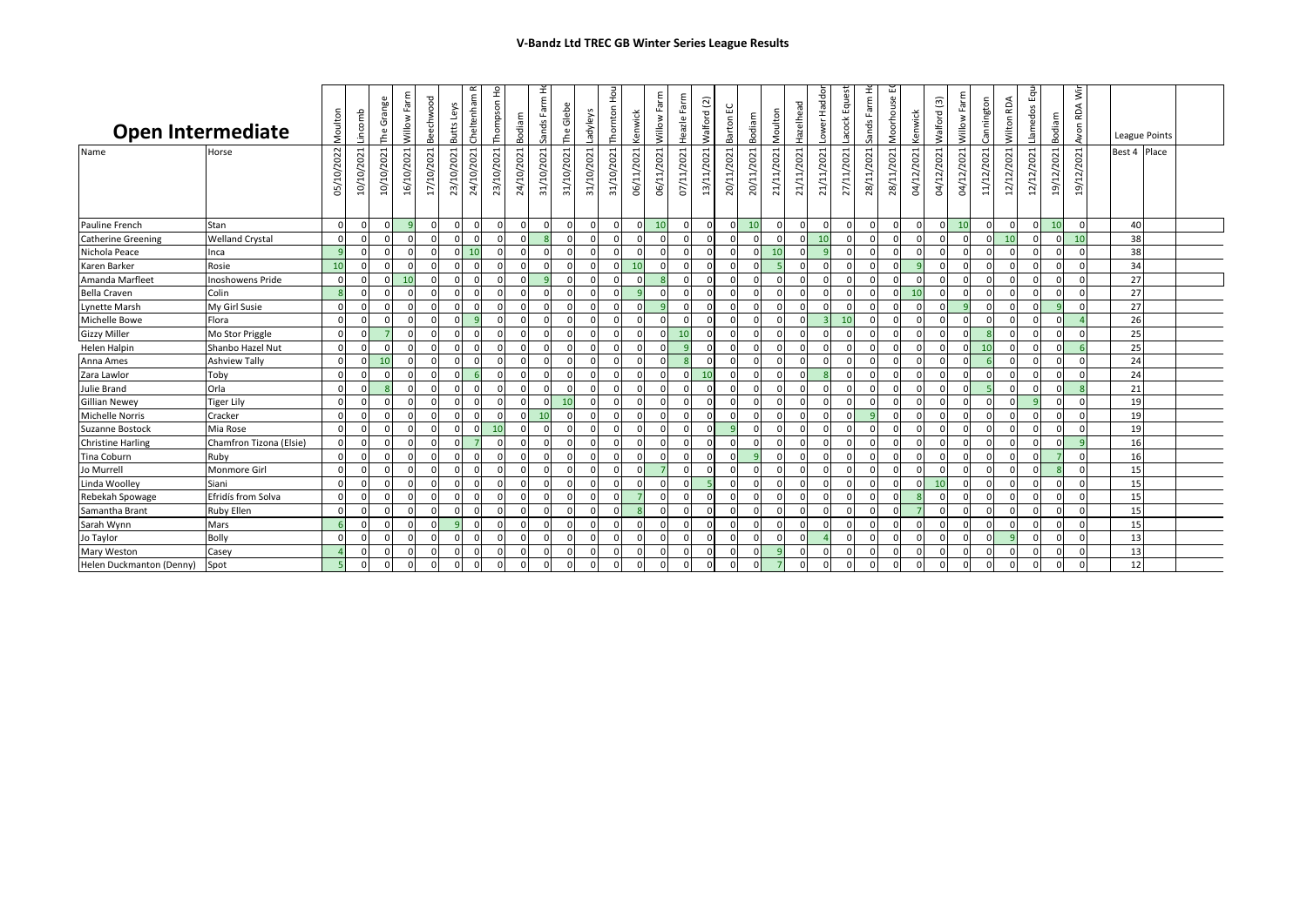# V-Bandz Ltd TREC GB Winter Series League Results

## Open Intermediate

| Name | Horse | Moulton 05/10/2022 | Lincomb 10/10/2021 | The Grange 10/10/2021 | Willow Farm 16/10/2021 | Beechwood 17/10/2021 | Butts Leys 23/10/2021 | Cheltenham R 24/10/2021 | Thompson Ho 23/10/2021 | Bodiam 24/10/2021 | Sands Farm H 31/10/2021 | The Glebe 31/10/2021 | Ladyleys 31/10/2021 | Thornton Hou 31/10/2021 | Kenwick 06/11/2021 | Willow Farm 06/11/2021 | Heazle Farm 07/11/2021 | Walford (2) 13/11/2021 | Barton EC 20/11/2021 | Bodiam 20/11/2021 | Moulton 21/11/2021 | Hazelhead 21/11/2021 | Lower Haddon 21/11/2021 | Lacock Equest 27/11/2021 | Sands Farm H 28/11/2021 | Moorhouse E 28/11/2021 | Kenwick 04/12/2021 | Walford (3) 04/12/2021 | Willow Farm 04/12/2021 | Cannington 11/12/2021 | Wilton RDA 12/12/2021 | Llamedos Equ 12/12/2021 | Bodiam 19/12/2021 | Avon RDA Wir 19/12/2021 | League Points Best 4 | Place |
|---|---|---|---|---|---|---|---|---|---|---|---|---|---|---|---|---|---|---|---|---|---|---|---|---|---|---|---|---|---|---|---|---|---|---|---|---|
| Pauline French | Stan | 0 | 0 | 0 | 9 | 0 | 0 | 0 | 0 | 0 | 0 | 0 | 0 | 0 | 0 | 10 | 0 | 0 | 0 | 10 | 0 | 0 | 0 | 0 | 0 | 0 | 0 | 0 | 10 | 0 | 0 | 0 | 10 | 0 | 40 | |
| Catherine Greening | Welland Crystal | 0 | 0 | 0 | 0 | 0 | 0 | 0 | 0 | 0 | 8 | 0 | 0 | 0 | 0 | 0 | 0 | 0 | 0 | 0 | 0 | 0 | 10 | 0 | 0 | 0 | 0 | 0 | 0 | 0 | 10 | 0 | 0 | 10 | 38 | |
| Nichola Peace | Inca | 9 | 0 | 0 | 0 | 0 | 0 | 10 | 0 | 0 | 0 | 0 | 0 | 0 | 0 | 0 | 0 | 0 | 0 | 0 | 10 | 0 | 9 | 0 | 0 | 0 | 0 | 0 | 0 | 0 | 0 | 0 | 0 | 0 | 38 | |
| Karen Barker | Rosie | 10 | 0 | 0 | 0 | 0 | 0 | 0 | 0 | 0 | 0 | 0 | 0 | 0 | 10 | 0 | 0 | 0 | 0 | 0 | 5 | 0 | 0 | 0 | 0 | 0 | 9 | 0 | 0 | 0 | 0 | 0 | 0 | 0 | 34 | |
| Amanda Marfleet | Inoshowens Pride | 0 | 0 | 0 | 10 | 0 | 0 | 0 | 0 | 0 | 9 | 0 | 0 | 0 | 0 | 8 | 0 | 0 | 0 | 0 | 0 | 0 | 0 | 0 | 0 | 0 | 0 | 0 | 0 | 0 | 0 | 0 | 0 | 0 | 27 | |
| Bella Craven | Colin | 8 | 0 | 0 | 0 | 0 | 0 | 0 | 0 | 0 | 0 | 0 | 0 | 0 | 9 | 0 | 0 | 0 | 0 | 0 | 0 | 0 | 0 | 0 | 0 | 0 | 10 | 0 | 0 | 0 | 0 | 0 | 0 | 0 | 27 | |
| Lynette Marsh | My Girl Susie | 0 | 0 | 0 | 0 | 0 | 0 | 0 | 0 | 0 | 0 | 0 | 0 | 0 | 0 | 9 | 0 | 0 | 0 | 0 | 0 | 0 | 0 | 0 | 0 | 0 | 0 | 0 | 9 | 0 | 0 | 0 | 9 | 0 | 27 | |
| Michelle Bowe | Flora | 0 | 0 | 0 | 0 | 0 | 0 | 9 | 0 | 0 | 0 | 0 | 0 | 0 | 0 | 0 | 0 | 0 | 0 | 0 | 0 | 0 | 3 | 10 | 0 | 0 | 0 | 0 | 0 | 0 | 0 | 0 | 0 | 4 | 26 | |
| Gizzy Miller | Mo Stor Priggle | 0 | 0 | 7 | 0 | 0 | 0 | 0 | 0 | 0 | 0 | 0 | 0 | 0 | 0 | 0 | 10 | 0 | 0 | 0 | 0 | 0 | 0 | 0 | 0 | 0 | 0 | 0 | 0 | 8 | 0 | 0 | 0 | 0 | 25 | |
| Helen Halpin | Shanbo Hazel Nut | 0 | 0 | 0 | 0 | 0 | 0 | 0 | 0 | 0 | 0 | 0 | 0 | 0 | 0 | 0 | 9 | 0 | 0 | 0 | 0 | 0 | 0 | 0 | 0 | 0 | 0 | 0 | 0 | 10 | 0 | 0 | 0 | 6 | 25 | |
| Anna Ames | Ashview Tally | 0 | 0 | 10 | 0 | 0 | 0 | 0 | 0 | 0 | 0 | 0 | 0 | 0 | 0 | 0 | 8 | 0 | 0 | 0 | 0 | 0 | 0 | 0 | 0 | 0 | 0 | 0 | 0 | 6 | 0 | 0 | 0 | 0 | 24 | |
| Zara Lawlor | Toby | 0 | 0 | 0 | 0 | 0 | 0 | 6 | 0 | 0 | 0 | 0 | 0 | 0 | 0 | 0 | 0 | 10 | 0 | 0 | 0 | 0 | 8 | 0 | 0 | 0 | 0 | 0 | 0 | 0 | 0 | 0 | 0 | 0 | 24 | |
| Julie Brand | Orla | 0 | 0 | 8 | 0 | 0 | 0 | 0 | 0 | 0 | 0 | 0 | 0 | 0 | 0 | 0 | 0 | 0 | 0 | 0 | 0 | 0 | 0 | 0 | 0 | 0 | 0 | 0 | 0 | 5 | 0 | 0 | 0 | 8 | 21 | |
| Gillian Newey | Tiger Lily | 0 | 0 | 0 | 0 | 0 | 0 | 0 | 0 | 0 | 0 | 10 | 0 | 0 | 0 | 0 | 0 | 0 | 0 | 0 | 0 | 0 | 0 | 0 | 0 | 0 | 0 | 0 | 0 | 0 | 0 | 9 | 0 | 0 | 19 | |
| Michelle Norris | Cracker | 0 | 0 | 0 | 0 | 0 | 0 | 0 | 0 | 0 | 10 | 0 | 0 | 0 | 0 | 0 | 0 | 0 | 0 | 0 | 0 | 0 | 0 | 0 | 9 | 0 | 0 | 0 | 0 | 0 | 0 | 0 | 0 | 0 | 19 | |
| Suzanne Bostock | Mia Rose | 0 | 0 | 0 | 0 | 0 | 0 | 0 | 10 | 0 | 0 | 0 | 0 | 0 | 0 | 0 | 0 | 0 | 9 | 0 | 0 | 0 | 0 | 0 | 0 | 0 | 0 | 0 | 0 | 0 | 0 | 0 | 0 | 0 | 19 | |
| Christine Harling | Chamfron Tizona (Elsie) | 0 | 0 | 0 | 0 | 0 | 0 | 7 | 0 | 0 | 0 | 0 | 0 | 0 | 0 | 0 | 0 | 0 | 0 | 0 | 0 | 0 | 0 | 0 | 0 | 0 | 0 | 0 | 0 | 0 | 0 | 0 | 0 | 9 | 16 | |
| Tina Coburn | Ruby | 0 | 0 | 0 | 0 | 0 | 0 | 0 | 0 | 0 | 0 | 0 | 0 | 0 | 0 | 0 | 0 | 0 | 0 | 9 | 0 | 0 | 0 | 0 | 0 | 0 | 0 | 0 | 0 | 0 | 0 | 0 | 7 | 0 | 16 | |
| Jo Murrell | Monmore Girl | 0 | 0 | 0 | 0 | 0 | 0 | 0 | 0 | 0 | 0 | 0 | 0 | 0 | 0 | 7 | 0 | 0 | 0 | 0 | 0 | 0 | 0 | 0 | 0 | 0 | 0 | 0 | 0 | 0 | 0 | 0 | 8 | 0 | 15 | |
| Linda Woolley | Siani | 0 | 0 | 0 | 0 | 0 | 0 | 0 | 0 | 0 | 0 | 0 | 0 | 0 | 0 | 0 | 0 | 5 | 0 | 0 | 0 | 0 | 0 | 0 | 0 | 0 | 0 | 10 | 0 | 0 | 0 | 0 | 0 | 0 | 15 | |
| Rebekah Spowage | Efridis from Solva | 0 | 0 | 0 | 0 | 0 | 0 | 0 | 0 | 0 | 0 | 0 | 0 | 0 | 7 | 0 | 0 | 0 | 0 | 0 | 0 | 0 | 0 | 0 | 0 | 0 | 8 | 0 | 0 | 0 | 0 | 0 | 0 | 0 | 15 | |
| Samantha Brant | Ruby Ellen | 0 | 0 | 0 | 0 | 0 | 0 | 0 | 0 | 0 | 0 | 0 | 0 | 0 | 8 | 0 | 0 | 0 | 0 | 0 | 0 | 0 | 0 | 0 | 0 | 0 | 7 | 0 | 0 | 0 | 0 | 0 | 0 | 0 | 15 | |
| Sarah Wynn | Mars | 6 | 0 | 0 | 0 | 0 | 9 | 0 | 0 | 0 | 0 | 0 | 0 | 0 | 0 | 0 | 0 | 0 | 0 | 0 | 0 | 0 | 0 | 0 | 0 | 0 | 0 | 0 | 0 | 0 | 0 | 0 | 0 | 0 | 15 | |
| Jo Taylor | Bolly | 0 | 0 | 0 | 0 | 0 | 0 | 0 | 0 | 0 | 0 | 0 | 0 | 0 | 0 | 0 | 0 | 0 | 0 | 0 | 0 | 0 | 4 | 0 | 0 | 0 | 0 | 0 | 0 | 0 | 9 | 0 | 0 | 0 | 13 | |
| Mary Weston | Casey | 4 | 0 | 0 | 0 | 0 | 0 | 0 | 0 | 0 | 0 | 0 | 0 | 0 | 0 | 0 | 0 | 0 | 0 | 0 | 9 | 0 | 0 | 0 | 0 | 0 | 0 | 0 | 0 | 0 | 0 | 0 | 0 | 0 | 13 | |
| Helen Duckmanton (Denny) | Spot | 5 | 0 | 0 | 0 | 0 | 0 | 0 | 0 | 0 | 0 | 0 | 0 | 0 | 0 | 0 | 0 | 0 | 0 | 0 | 7 | 0 | 0 | 0 | 0 | 0 | 0 | 0 | 0 | 0 | 0 | 0 | 0 | 0 | 12 | |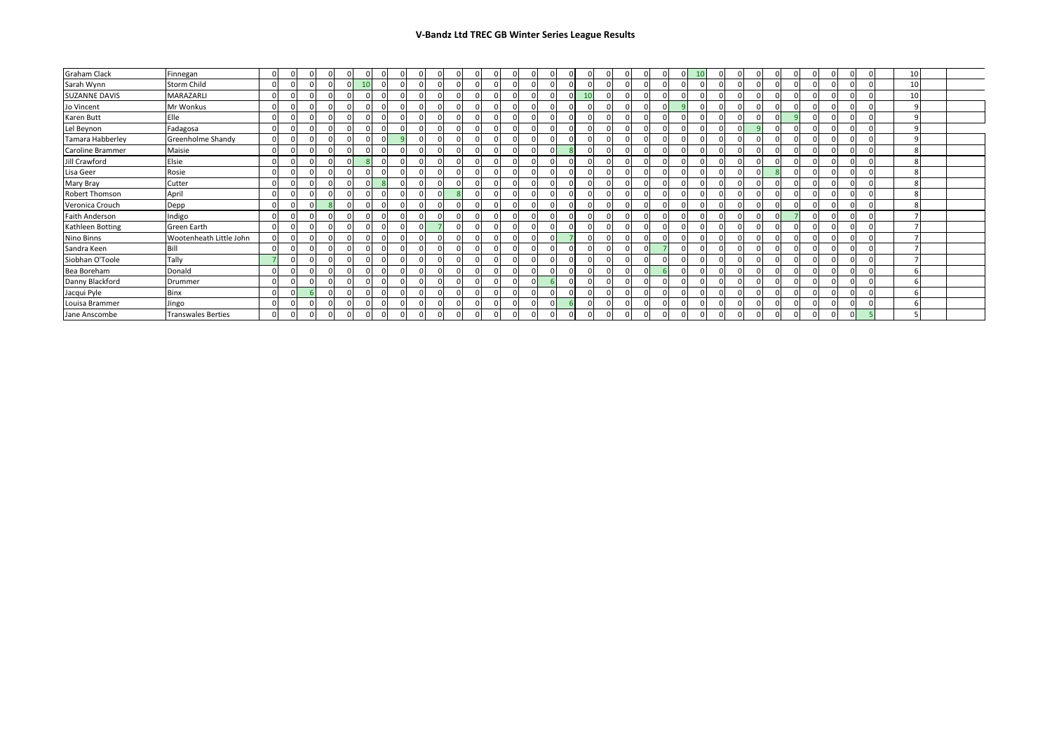# V-Bandz Ltd TREC GB Winter Series League Results

| | | | | | | | | | | | | | | | | | | | | | | | | | | | | | | | | | | |
|---|---|---|---|---|---|---|---|---|---|---|---|---|---|---|---|---|---|---|---|---|---|---|---|---|---|---|---|---|---|---|---|---|---|---|
| Graham Clack | Finnegan | 0 | 0 | 0 | 0 | 0 | 0 | 0 | 0 | 0 | 0 | 0 | 0 | 0 | 0 | 0 | 0 | 0 | 0 | 0 | 0 | 0 | 0 | 10 | 0 | 0 | 0 | 0 | 0 | 0 | 0 | 0 | 0 | 10 |
| Sarah Wynn | Storm Child | 0 | 0 | 0 | 0 | 0 | 10 | 0 | 0 | 0 | 0 | 0 | 0 | 0 | 0 | 0 | 0 | 0 | 0 | 0 | 0 | 0 | 0 | 0 | 0 | 0 | 0 | 0 | 0 | 0 | 0 | 0 | 0 | 10 |
| SUZANNE DAVIS | MARAZARLI | 0 | 0 | 0 | 0 | 0 | 0 | 0 | 0 | 0 | 0 | 0 | 0 | 0 | 0 | 0 | 0 | 0 | 10 | 0 | 0 | 0 | 0 | 0 | 0 | 0 | 0 | 0 | 0 | 0 | 0 | 0 | 0 | 10 |
| Jo Vincent | Mr Wonkus | 0 | 0 | 0 | 0 | 0 | 0 | 0 | 0 | 0 | 0 | 0 | 0 | 0 | 0 | 0 | 0 | 0 | 0 | 0 | 0 | 0 | 9 | 0 | 0 | 0 | 0 | 0 | 0 | 0 | 0 | 0 | 0 | 9 |
| Karen Butt | Elle | 0 | 0 | 0 | 0 | 0 | 0 | 0 | 0 | 0 | 0 | 0 | 0 | 0 | 0 | 0 | 0 | 0 | 0 | 0 | 0 | 0 | 0 | 0 | 0 | 0 | 0 | 0 | 9 | 0 | 0 | 0 | 0 | 9 |
| Lel Beynon | Fadagosa | 0 | 0 | 0 | 0 | 0 | 0 | 0 | 0 | 0 | 0 | 0 | 0 | 0 | 0 | 0 | 0 | 0 | 0 | 0 | 0 | 0 | 0 | 0 | 0 | 0 | 9 | 0 | 0 | 0 | 0 | 0 | 0 | 9 |
| Tamara Habberley | Greenholme Shandy | 0 | 0 | 0 | 0 | 0 | 0 | 0 | 9 | 0 | 0 | 0 | 0 | 0 | 0 | 0 | 0 | 0 | 0 | 0 | 0 | 0 | 0 | 0 | 0 | 0 | 0 | 0 | 0 | 0 | 0 | 0 | 0 | 9 |
| Caroline Brammer | Maisie | 0 | 0 | 0 | 0 | 0 | 0 | 0 | 0 | 0 | 0 | 0 | 0 | 0 | 0 | 0 | 0 | 8 | 0 | 0 | 0 | 0 | 0 | 0 | 0 | 0 | 0 | 0 | 0 | 0 | 0 | 0 | 0 | 8 |
| Jill Crawford | Elsie | 0 | 0 | 0 | 0 | 0 | 8 | 0 | 0 | 0 | 0 | 0 | 0 | 0 | 0 | 0 | 0 | 0 | 0 | 0 | 0 | 0 | 0 | 0 | 0 | 0 | 0 | 0 | 0 | 0 | 0 | 0 | 0 | 8 |
| Lisa Geer | Rosie | 0 | 0 | 0 | 0 | 0 | 0 | 0 | 0 | 0 | 0 | 0 | 0 | 0 | 0 | 0 | 0 | 0 | 0 | 0 | 0 | 0 | 0 | 0 | 0 | 0 | 0 | 8 | 0 | 0 | 0 | 0 | 0 | 8 |
| Mary Bray | Cutter | 0 | 0 | 0 | 0 | 0 | 0 | 8 | 0 | 0 | 0 | 0 | 0 | 0 | 0 | 0 | 0 | 0 | 0 | 0 | 0 | 0 | 0 | 0 | 0 | 0 | 0 | 0 | 0 | 0 | 0 | 0 | 0 | 8 |
| Robert Thomson | April | 0 | 0 | 0 | 0 | 0 | 0 | 0 | 0 | 0 | 0 | 8 | 0 | 0 | 0 | 0 | 0 | 0 | 0 | 0 | 0 | 0 | 0 | 0 | 0 | 0 | 0 | 0 | 0 | 0 | 0 | 0 | 0 | 8 |
| Veronica Crouch | Depp | 0 | 0 | 0 | 8 | 0 | 0 | 0 | 0 | 0 | 0 | 0 | 0 | 0 | 0 | 0 | 0 | 0 | 0 | 0 | 0 | 0 | 0 | 0 | 0 | 0 | 0 | 0 | 0 | 0 | 0 | 0 | 0 | 8 |
| Faith Anderson | Indigo | 0 | 0 | 0 | 0 | 0 | 0 | 0 | 0 | 0 | 0 | 0 | 0 | 0 | 0 | 0 | 0 | 0 | 0 | 0 | 0 | 0 | 0 | 0 | 0 | 0 | 0 | 0 | 0 | 7 | 0 | 0 | 0 | 7 |
| Kathleen Botting | Green Earth | 0 | 0 | 0 | 0 | 0 | 0 | 0 | 0 | 0 | 7 | 0 | 0 | 0 | 0 | 0 | 0 | 0 | 0 | 0 | 0 | 0 | 0 | 0 | 0 | 0 | 0 | 0 | 0 | 0 | 0 | 0 | 0 | 7 |
| Nino Binns | Wootenheath Little John | 0 | 0 | 0 | 0 | 0 | 0 | 0 | 0 | 0 | 0 | 0 | 0 | 0 | 0 | 0 | 0 | 7 | 0 | 0 | 0 | 0 | 0 | 0 | 0 | 0 | 0 | 0 | 0 | 0 | 0 | 0 | 0 | 7 |
| Sandra Keen | Bill | 0 | 0 | 0 | 0 | 0 | 0 | 0 | 0 | 0 | 0 | 0 | 0 | 0 | 0 | 0 | 0 | 0 | 0 | 0 | 0 | 7 | 0 | 0 | 0 | 0 | 0 | 0 | 0 | 0 | 0 | 0 | 0 | 7 |
| Siobhan O'Toole | Tally | 7 | 0 | 0 | 0 | 0 | 0 | 0 | 0 | 0 | 0 | 0 | 0 | 0 | 0 | 0 | 0 | 0 | 0 | 0 | 0 | 0 | 0 | 0 | 0 | 0 | 0 | 0 | 0 | 0 | 0 | 0 | 0 | 7 |
| Bea Boreham | Donald | 0 | 0 | 0 | 0 | 0 | 0 | 0 | 0 | 0 | 0 | 0 | 0 | 0 | 0 | 0 | 0 | 0 | 0 | 0 | 0 | 6 | 0 | 0 | 0 | 0 | 0 | 0 | 0 | 0 | 0 | 0 | 0 | 6 |
| Danny Blackford | Drummer | 0 | 0 | 0 | 0 | 0 | 0 | 0 | 0 | 0 | 0 | 0 | 0 | 0 | 0 | 0 | 6 | 0 | 0 | 0 | 0 | 0 | 0 | 0 | 0 | 0 | 0 | 0 | 0 | 0 | 0 | 0 | 0 | 6 |
| Jacqui Pyle | Binx | 0 | 0 | 6 | 0 | 0 | 0 | 0 | 0 | 0 | 0 | 0 | 0 | 0 | 0 | 0 | 0 | 0 | 0 | 0 | 0 | 0 | 0 | 0 | 0 | 0 | 0 | 0 | 0 | 0 | 0 | 0 | 0 | 6 |
| Louisa Brammer | Jingo | 0 | 0 | 0 | 0 | 0 | 0 | 0 | 0 | 0 | 0 | 0 | 0 | 0 | 0 | 0 | 0 | 6 | 0 | 0 | 0 | 0 | 0 | 0 | 0 | 0 | 0 | 0 | 0 | 0 | 0 | 0 | 0 | 6 |
| Jane Anscombe | Transwales Berties | 0 | 0 | 0 | 0 | 0 | 0 | 0 | 0 | 0 | 0 | 0 | 0 | 0 | 0 | 0 | 0 | 0 | 0 | 0 | 0 | 0 | 0 | 0 | 0 | 0 | 0 | 0 | 0 | 0 | 0 | 0 | 5 | 5 |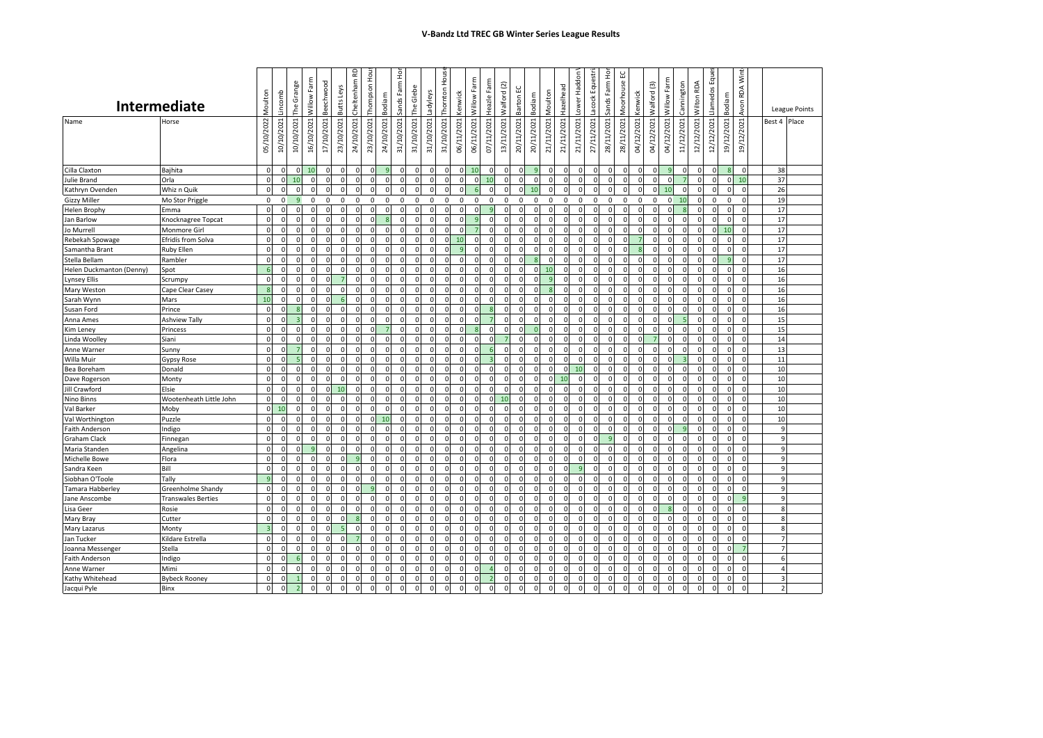# V-Bandz Ltd TREC GB Winter Series League Results

## Intermediate

| | | Moulton | Lincomb | The Grange | Willow Farm | Beechwood | Butts Leys | Cheltenham RD | Thompson Hous | Bodiam | Sands Farm Hol | The Glebe | Ladyleys | Thornton House | Kenwick | Willow Farm | Heazle Farm | Walford (2) | Barton EC | Bodiam | Moulton | Hazelhead | Lower Haddon | Lacock Equestr | Sands Farm Hol | Moorhouse EC | Kenwick | Walford (3) | Willow Farm | Cannington | Wilton RDA | Llanedos Eques | Bodiam | Avon RDA Wint | League Points | |
|---|---|---|---|---|---|---|---|---|---|---|---|---|---|---|---|---|---|---|---|---|---|---|---|---|---|---|---|---|---|---|---|---|---|---|---|---|
| Name | Horse | 05/10/2022 | 10/10/2021 | 10/10/2021 | 16/10/2021 | 17/10/2021 | 23/10/2021 | 24/10/2021 | 23/10/2021 | 24/10/2021 | 31/10/2021 | 31/10/2021 | 31/10/2021 | 31/10/2021 | 06/11/2021 | 06/11/2021 | 07/11/2021 | 13/11/2021 | 20/11/2021 | 20/11/2021 | 21/11/2021 | 21/11/2021 | 21/11/2021 | 27/11/2021 | 28/11/2021 | 28/11/2021 | 04/12/2021 | 04/12/2021 | 04/12/2021 | 11/12/2021 | 12/12/2021 | 12/12/2021 | 19/12/2021 | 19/12/2021 | Best 4 | Place |
| Cilla Claxton | Bajhita | 0 | 0 | 0 | 10 | 0 | 0 | 0 | 0 | 9 | 0 | 0 | 0 | 0 | 0 | 10 | 0 | 0 | 0 | 9 | 0 | 0 | 0 | 0 | 0 | 0 | 0 | 0 | 9 | 0 | 0 | 0 | 8 | 0 | 38 | |
| Julie Brand | Orla | 0 | 0 | 10 | 0 | 0 | 0 | 0 | 0 | 0 | 0 | 0 | 0 | 0 | 0 | 0 | 10 | 0 | 0 | 0 | 0 | 0 | 0 | 0 | 0 | 0 | 0 | 0 | 0 | 7 | 0 | 0 | 0 | 10 | 37 | |
| Kathryn Ovenden | Whiz n Quik | 0 | 0 | 0 | 0 | 0 | 0 | 0 | 0 | 0 | 0 | 0 | 0 | 0 | 0 | 6 | 0 | 0 | 0 | 10 | 0 | 0 | 0 | 0 | 0 | 0 | 0 | 0 | 10 | 0 | 0 | 0 | 0 | 0 | 26 | |
| Gizzy Miller | Mo Stor Priggle | 0 | 0 | 9 | 0 | 0 | 0 | 0 | 0 | 0 | 0 | 0 | 0 | 0 | 0 | 0 | 0 | 0 | 0 | 0 | 0 | 0 | 0 | 0 | 0 | 0 | 0 | 0 | 0 | 10 | 0 | 0 | 0 | 0 | 19 | |
| Helen Brophy | Emma | 0 | 0 | 0 | 0 | 0 | 0 | 0 | 0 | 0 | 0 | 0 | 0 | 0 | 0 | 0 | 9 | 0 | 0 | 0 | 0 | 0 | 0 | 0 | 0 | 0 | 0 | 0 | 0 | 8 | 0 | 0 | 0 | 0 | 17 | |
| Jan Barlow | Knocknagree Topcat | 0 | 0 | 0 | 0 | 0 | 0 | 0 | 0 | 8 | 0 | 0 | 0 | 0 | 0 | 9 | 0 | 0 | 0 | 0 | 0 | 0 | 0 | 0 | 0 | 0 | 0 | 0 | 0 | 0 | 0 | 0 | 0 | 0 | 17 | |
| Jo Murrell | Monmore Girl | 0 | 0 | 0 | 0 | 0 | 0 | 0 | 0 | 0 | 0 | 0 | 0 | 0 | 0 | 7 | 0 | 0 | 0 | 0 | 0 | 0 | 0 | 0 | 0 | 0 | 0 | 0 | 0 | 0 | 0 | 0 | 10 | 0 | 17 | |
| Rebekah Spowage | Efridís from Solva | 0 | 0 | 0 | 0 | 0 | 0 | 0 | 0 | 0 | 0 | 0 | 0 | 0 | 10 | 0 | 0 | 0 | 0 | 0 | 0 | 0 | 0 | 0 | 0 | 7 | 0 | 0 | 0 | 0 | 0 | 0 | 0 | 0 | 17 | |
| Samantha Brant | Ruby Ellen | 0 | 0 | 0 | 0 | 0 | 0 | 0 | 0 | 0 | 0 | 0 | 0 | 9 | 0 | 0 | 0 | 0 | 0 | 0 | 0 | 0 | 0 | 0 | 0 | 0 | 8 | 0 | 0 | 0 | 0 | 0 | 0 | 0 | 17 | |
| Stella Bellam | Rambler | 0 | 0 | 0 | 0 | 0 | 0 | 0 | 0 | 0 | 0 | 0 | 0 | 0 | 0 | 0 | 0 | 0 | 8 | 0 | 0 | 0 | 0 | 0 | 0 | 0 | 0 | 0 | 0 | 0 | 0 | 0 | 9 | 0 | 17 | |
| Helen Duckmanton (Denny) | Spot | 6 | 0 | 0 | 0 | 0 | 0 | 0 | 0 | 0 | 0 | 0 | 0 | 0 | 0 | 0 | 0 | 0 | 0 | 0 | 10 | 0 | 0 | 0 | 0 | 0 | 0 | 0 | 0 | 0 | 0 | 0 | 0 | 0 | 16 | |
| Lynsey Ellis | Scrumpy | 0 | 0 | 0 | 0 | 7 | 0 | 0 | 0 | 0 | 0 | 0 | 0 | 0 | 0 | 0 | 0 | 0 | 0 | 0 | 9 | 0 | 0 | 0 | 0 | 0 | 0 | 0 | 0 | 0 | 0 | 0 | 0 | 0 | 16 | |
| Mary Weston | Cape Clear Casey | 8 | 0 | 0 | 0 | 0 | 0 | 0 | 0 | 0 | 0 | 0 | 0 | 0 | 0 | 0 | 0 | 0 | 0 | 0 | 8 | 0 | 0 | 0 | 0 | 0 | 0 | 0 | 0 | 0 | 0 | 0 | 0 | 0 | 16 | |
| Sarah Wynn | Mars | 10 | 0 | 0 | 0 | 0 | 6 | 0 | 0 | 0 | 0 | 0 | 0 | 0 | 0 | 0 | 0 | 0 | 0 | 0 | 0 | 0 | 0 | 0 | 0 | 0 | 0 | 0 | 0 | 0 | 0 | 0 | 0 | 0 | 16 | |
| Susan Ford | Prince | 0 | 0 | 8 | 0 | 0 | 0 | 0 | 0 | 0 | 0 | 0 | 0 | 0 | 0 | 0 | 8 | 0 | 0 | 0 | 0 | 0 | 0 | 0 | 0 | 0 | 0 | 0 | 0 | 0 | 0 | 0 | 0 | 0 | 16 | |
| Anna Ames | Ashview Tally | 0 | 0 | 3 | 0 | 0 | 0 | 0 | 0 | 0 | 0 | 0 | 0 | 0 | 0 | 0 | 7 | 0 | 0 | 0 | 0 | 0 | 0 | 0 | 0 | 0 | 0 | 0 | 0 | 5 | 0 | 0 | 0 | 0 | 15 | |
| Kim Leney | Princess | 0 | 0 | 0 | 0 | 0 | 0 | 0 | 0 | 7 | 0 | 0 | 0 | 0 | 0 | 8 | 0 | 0 | 0 | 0 | 0 | 0 | 0 | 0 | 0 | 0 | 0 | 0 | 0 | 0 | 0 | 0 | 0 | 0 | 15 | |
| Linda Woolley | Siani | 0 | 0 | 0 | 0 | 0 | 0 | 0 | 0 | 0 | 0 | 0 | 0 | 0 | 0 | 0 | 0 | 7 | 0 | 0 | 0 | 0 | 0 | 0 | 0 | 0 | 0 | 7 | 0 | 0 | 0 | 0 | 0 | 0 | 14 | |
| Anne Warner | Sunny | 0 | 0 | 7 | 0 | 0 | 0 | 0 | 0 | 0 | 0 | 0 | 0 | 0 | 0 | 0 | 6 | 0 | 0 | 0 | 0 | 0 | 0 | 0 | 0 | 0 | 0 | 0 | 0 | 0 | 0 | 0 | 0 | 0 | 13 | |
| Willa Muir | Gypsy Rose | 0 | 0 | 5 | 0 | 0 | 0 | 0 | 0 | 0 | 0 | 0 | 0 | 0 | 0 | 0 | 3 | 0 | 0 | 0 | 0 | 0 | 0 | 0 | 0 | 0 | 0 | 0 | 0 | 3 | 0 | 0 | 0 | 0 | 11 | |
| Bea Boreham | Donald | 0 | 0 | 0 | 0 | 0 | 0 | 0 | 0 | 0 | 0 | 0 | 0 | 0 | 0 | 0 | 0 | 0 | 0 | 0 | 0 | 0 | 10 | 0 | 0 | 0 | 0 | 0 | 0 | 0 | 0 | 0 | 0 | 0 | 10 | |
| Dave Rogerson | Monty | 0 | 0 | 0 | 0 | 0 | 0 | 0 | 0 | 0 | 0 | 0 | 0 | 0 | 0 | 0 | 0 | 0 | 0 | 0 | 0 | 10 | 0 | 0 | 0 | 0 | 0 | 0 | 0 | 0 | 0 | 0 | 0 | 0 | 10 | |
| Jill Crawford | Elsie | 0 | 0 | 0 | 0 | 0 | 10 | 0 | 0 | 0 | 0 | 0 | 0 | 0 | 0 | 0 | 0 | 0 | 0 | 0 | 0 | 0 | 0 | 0 | 0 | 0 | 0 | 0 | 0 | 0 | 0 | 0 | 0 | 0 | 10 | |
| Nino Binns | Wootenheath Little John | 0 | 0 | 0 | 0 | 0 | 0 | 0 | 0 | 0 | 0 | 0 | 0 | 0 | 0 | 0 | 0 | 10 | 0 | 0 | 0 | 0 | 0 | 0 | 0 | 0 | 0 | 0 | 0 | 0 | 0 | 0 | 0 | 0 | 10 | |
| Val Barker | Moby | 0 | 10 | 0 | 0 | 0 | 0 | 0 | 0 | 0 | 0 | 0 | 0 | 0 | 0 | 0 | 0 | 0 | 0 | 0 | 0 | 0 | 0 | 0 | 0 | 0 | 0 | 0 | 0 | 0 | 0 | 0 | 0 | 0 | 10 | |
| Val Worthington | Puzzle | 0 | 0 | 0 | 0 | 0 | 0 | 0 | 0 | 10 | 0 | 0 | 0 | 0 | 0 | 0 | 0 | 0 | 0 | 0 | 0 | 0 | 0 | 0 | 0 | 0 | 0 | 0 | 0 | 0 | 0 | 0 | 0 | 0 | 10 | |
| Faith Anderson | Indigo | 0 | 0 | 0 | 0 | 0 | 0 | 0 | 0 | 0 | 0 | 0 | 0 | 0 | 0 | 0 | 0 | 0 | 0 | 0 | 0 | 0 | 0 | 0 | 0 | 0 | 0 | 0 | 0 | 9 | 0 | 0 | 0 | 0 | 9 | |
| Graham Clack | Finnegan | 0 | 0 | 0 | 0 | 0 | 0 | 0 | 0 | 0 | 0 | 0 | 0 | 0 | 0 | 0 | 0 | 0 | 0 | 0 | 0 | 0 | 0 | 0 | 9 | 0 | 0 | 0 | 0 | 0 | 0 | 0 | 0 | 0 | 9 | |
| Maria Standen | Angelina | 0 | 0 | 0 | 9 | 0 | 0 | 0 | 0 | 0 | 0 | 0 | 0 | 0 | 0 | 0 | 0 | 0 | 0 | 0 | 0 | 0 | 0 | 0 | 0 | 0 | 0 | 0 | 0 | 0 | 0 | 0 | 0 | 0 | 9 | |
| Michelle Bowe | Flora | 0 | 0 | 0 | 0 | 0 | 0 | 9 | 0 | 0 | 0 | 0 | 0 | 0 | 0 | 0 | 0 | 0 | 0 | 0 | 0 | 0 | 0 | 0 | 0 | 0 | 0 | 0 | 0 | 0 | 0 | 0 | 0 | 0 | 9 | |
| Sandra Keen | Bill | 0 | 0 | 0 | 0 | 0 | 0 | 0 | 0 | 0 | 0 | 0 | 0 | 0 | 0 | 0 | 0 | 0 | 0 | 0 | 0 | 0 | 9 | 0 | 0 | 0 | 0 | 0 | 0 | 0 | 0 | 0 | 0 | 0 | 9 | |
| Siobhan O'Toole | Tally | 9 | 0 | 0 | 0 | 0 | 0 | 0 | 0 | 0 | 0 | 0 | 0 | 0 | 0 | 0 | 0 | 0 | 0 | 0 | 0 | 0 | 0 | 0 | 0 | 0 | 0 | 0 | 0 | 0 | 0 | 0 | 0 | 0 | 9 | |
| Tamara Habberley | Greenholme Shandy | 0 | 0 | 0 | 0 | 0 | 0 | 0 | 9 | 0 | 0 | 0 | 0 | 0 | 0 | 0 | 0 | 0 | 0 | 0 | 0 | 0 | 0 | 0 | 0 | 0 | 0 | 0 | 0 | 0 | 0 | 0 | 0 | 0 | 9 | |
| Jane Anscombe | Transwales Berties | 0 | 0 | 0 | 0 | 0 | 0 | 0 | 0 | 0 | 0 | 0 | 0 | 0 | 0 | 0 | 0 | 0 | 0 | 0 | 0 | 0 | 0 | 0 | 0 | 0 | 0 | 0 | 0 | 0 | 0 | 0 | 0 | 9 | 9 | |
| Lisa Geer | Rosie | 0 | 0 | 0 | 0 | 0 | 0 | 0 | 0 | 0 | 0 | 0 | 0 | 0 | 0 | 0 | 0 | 0 | 0 | 0 | 0 | 0 | 0 | 0 | 0 | 0 | 0 | 0 | 8 | 0 | 0 | 0 | 0 | 0 | 8 | |
| Mary Bray | Cutter | 0 | 0 | 0 | 0 | 0 | 0 | 8 | 0 | 0 | 0 | 0 | 0 | 0 | 0 | 0 | 0 | 0 | 0 | 0 | 0 | 0 | 0 | 0 | 0 | 0 | 0 | 0 | 0 | 0 | 0 | 0 | 0 | 0 | 8 | |
| Mary Lazarus | Monty | 3 | 0 | 0 | 0 | 0 | 5 | 0 | 0 | 0 | 0 | 0 | 0 | 0 | 0 | 0 | 0 | 0 | 0 | 0 | 0 | 0 | 0 | 0 | 0 | 0 | 0 | 0 | 0 | 0 | 0 | 0 | 0 | 0 | 8 | |
| Jan Tucker | Kildare Estrella | 0 | 0 | 0 | 0 | 0 | 0 | 7 | 0 | 0 | 0 | 0 | 0 | 0 | 0 | 0 | 0 | 0 | 0 | 0 | 0 | 0 | 0 | 0 | 0 | 0 | 0 | 0 | 0 | 0 | 0 | 0 | 0 | 0 | 7 | |
| Joanna Messenger | Stella | 0 | 0 | 0 | 0 | 0 | 0 | 0 | 0 | 0 | 0 | 0 | 0 | 0 | 0 | 0 | 0 | 0 | 0 | 0 | 0 | 0 | 0 | 0 | 0 | 0 | 0 | 0 | 0 | 0 | 0 | 0 | 0 | 7 | 7 | |
| Faith Anderson | Indigo | 0 | 0 | 6 | 0 | 0 | 0 | 0 | 0 | 0 | 0 | 0 | 0 | 0 | 0 | 0 | 0 | 0 | 0 | 0 | 0 | 0 | 0 | 0 | 0 | 0 | 0 | 0 | 0 | 0 | 0 | 0 | 0 | 0 | 6 | |
| Anne Warner | Mimi | 0 | 0 | 0 | 0 | 0 | 0 | 0 | 0 | 0 | 0 | 0 | 0 | 0 | 0 | 0 | 4 | 0 | 0 | 0 | 0 | 0 | 0 | 0 | 0 | 0 | 0 | 0 | 0 | 0 | 0 | 0 | 0 | 0 | 4 | |
| Kathy Whitehead | Bybeck Rooney | 0 | 0 | 1 | 0 | 0 | 0 | 0 | 0 | 0 | 0 | 0 | 0 | 0 | 0 | 0 | 2 | 0 | 0 | 0 | 0 | 0 | 0 | 0 | 0 | 0 | 0 | 0 | 0 | 0 | 0 | 0 | 0 | 0 | 3 | |
| Jacqui Pyle | Binx | 0 | 0 | 2 | 0 | 0 | 0 | 0 | 0 | 0 | 0 | 0 | 0 | 0 | 0 | 0 | 0 | 0 | 0 | 0 | 0 | 0 | 0 | 0 | 0 | 0 | 0 | 0 | 0 | 0 | 0 | 0 | 0 | 0 | 2 | |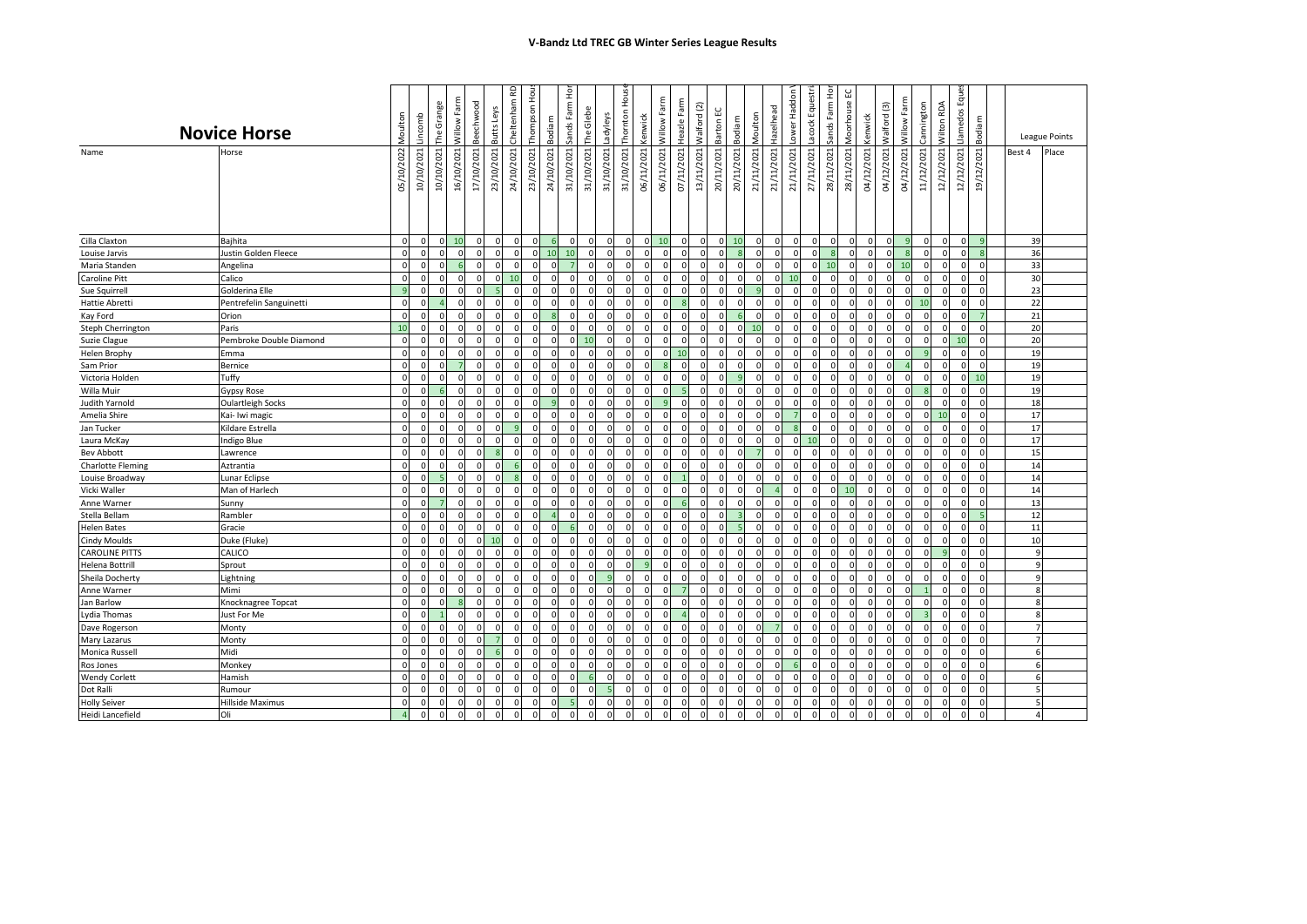# V-Bandz Ltd TREC GB Winter Series League Results

## Novice Horse

| | | Moulton | Lincomb | The Grange | Willow Farm | Beechwood | Butts Leys | Cheltenham RD | Thompson Hou | Bodiam | Sands Farm Hor | The Glebe | Ladyleys | Thornton House | Kenwick | Willow Farm | Heazle Farm | Walford (2) | Barton EC | Bodiam | Moulton | Hazelhead | Lower Haddon | Lacock Equestri | Sands Farm Hor | Moorhouse EC | Kenwick | Walford (3) | Willow Farm | Cannington | Wilton RDA | Llanedos Eques | Bodiam | League Points | |
|---|---|---|---|---|---|---|---|---|---|---|---|---|---|---|---|---|---|---|---|---|---|---|---|---|---|---|---|---|---|---|---|---|---|---|---|
| Name | Horse | 05/10/2022 | 10/10/2021 | 10/10/2021 | 16/10/2021 | 17/10/2021 | 23/10/2021 | 24/10/2021 | 23/10/2021 | 24/10/2021 | 31/10/2021 | 31/10/2021 | 31/10/2021 | 31/10/2021 | 06/11/2021 | 06/11/2021 | 07/11/2021 | 13/11/2021 | 20/11/2021 | 20/11/2021 | 21/11/2021 | 21/11/2021 | 21/11/2021 | 27/11/2021 | 28/11/2021 | 28/11/2021 | 04/12/2021 | 04/12/2021 | 04/12/2021 | 11/12/2021 | 12/12/2021 | 12/12/2021 | 19/12/2021 | Best 4 | Place |
| Cilla Claxton | Bajhita | 0 | 0 | 0 | 10 | 0 | 0 | 0 | 0 | 6 | 0 | 0 | 0 | 0 | 0 | 10 | 0 | 0 | 0 | 10 | 0 | 0 | 0 | 0 | 0 | 0 | 0 | 0 | 9 | 0 | 0 | 0 | 9 | 39 | |
| Louise Jarvis | Justin Golden Fleece | 0 | 0 | 0 | 0 | 0 | 0 | 0 | 0 | 10 | 10 | 0 | 0 | 0 | 0 | 0 | 0 | 0 | 0 | 8 | 0 | 0 | 0 | 8 | 0 | 0 | 0 | 0 | 8 | 0 | 0 | 0 | 8 | 36 | |
| Maria Standen | Angelina | 0 | 0 | 0 | 6 | 0 | 0 | 0 | 0 | 0 | 7 | 0 | 0 | 0 | 0 | 0 | 0 | 0 | 0 | 0 | 0 | 0 | 0 | 0 | 10 | 0 | 0 | 0 | 10 | 0 | 0 | 0 | 0 | 33 | |
| Caroline Pitt | Calico | 0 | 0 | 0 | 0 | 0 | 0 | 10 | 0 | 0 | 0 | 0 | 0 | 0 | 0 | 0 | 0 | 0 | 0 | 0 | 0 | 0 | 10 | 0 | 0 | 0 | 0 | 0 | 0 | 0 | 0 | 0 | 0 | 30 | |
| Sue Squirrell | Golderina Elle | 9 | 0 | 0 | 0 | 0 | 5 | 0 | 0 | 0 | 0 | 0 | 0 | 0 | 0 | 0 | 0 | 0 | 0 | 0 | 9 | 0 | 0 | 0 | 0 | 0 | 0 | 0 | 0 | 0 | 0 | 0 | 0 | 23 | |
| Hattie Abretti | Pentrefelin Sanguinetti | 0 | 0 | 4 | 0 | 0 | 0 | 0 | 0 | 0 | 0 | 0 | 0 | 0 | 0 | 0 | 8 | 0 | 0 | 0 | 0 | 0 | 0 | 0 | 0 | 0 | 0 | 0 | 0 | 10 | 0 | 0 | 0 | 22 | |
| Kay Ford | Orion | 0 | 0 | 0 | 0 | 0 | 0 | 0 | 0 | 8 | 0 | 0 | 0 | 0 | 0 | 0 | 0 | 0 | 0 | 6 | 0 | 0 | 0 | 0 | 0 | 0 | 0 | 0 | 0 | 0 | 0 | 0 | 7 | 21 | |
| Steph Cherrington | Paris | 10 | 0 | 0 | 0 | 0 | 0 | 0 | 0 | 0 | 0 | 0 | 0 | 0 | 0 | 0 | 0 | 0 | 0 | 0 | 10 | 0 | 0 | 0 | 0 | 0 | 0 | 0 | 0 | 0 | 0 | 0 | 0 | 20 | |
| Suzie Clague | Pembroke Double Diamond | 0 | 0 | 0 | 0 | 0 | 0 | 0 | 0 | 0 | 0 | 10 | 0 | 0 | 0 | 0 | 0 | 0 | 0 | 0 | 0 | 0 | 0 | 0 | 0 | 0 | 0 | 0 | 0 | 0 | 0 | 10 | 0 | 20 | |
| Helen Brophy | Emma | 0 | 0 | 0 | 0 | 0 | 0 | 0 | 0 | 0 | 0 | 0 | 0 | 0 | 0 | 0 | 10 | 0 | 0 | 0 | 0 | 0 | 0 | 0 | 0 | 0 | 0 | 0 | 0 | 9 | 0 | 0 | 0 | 19 | |
| Sam Prior | Bernice | 0 | 0 | 0 | 7 | 0 | 0 | 0 | 0 | 0 | 0 | 0 | 0 | 0 | 0 | 8 | 0 | 0 | 0 | 0 | 0 | 0 | 0 | 0 | 0 | 0 | 0 | 0 | 4 | 0 | 0 | 0 | 0 | 19 | |
| Victoria Holden | Tuffy | 0 | 0 | 0 | 0 | 0 | 0 | 0 | 0 | 0 | 0 | 0 | 0 | 0 | 0 | 0 | 0 | 0 | 0 | 9 | 0 | 0 | 0 | 0 | 0 | 0 | 0 | 0 | 0 | 0 | 0 | 0 | 10 | 19 | |
| Willa Muir | Gypsy Rose | 0 | 0 | 6 | 0 | 0 | 0 | 0 | 0 | 0 | 0 | 0 | 0 | 0 | 0 | 0 | 5 | 0 | 0 | 0 | 0 | 0 | 0 | 0 | 0 | 0 | 0 | 0 | 0 | 8 | 0 | 0 | 0 | 19 | |
| Judith Yarnold | Oulartleigh Socks | 0 | 0 | 0 | 0 | 0 | 0 | 0 | 0 | 9 | 0 | 0 | 0 | 0 | 0 | 9 | 0 | 0 | 0 | 0 | 0 | 0 | 0 | 0 | 0 | 0 | 0 | 0 | 0 | 0 | 0 | 0 | 0 | 18 | |
| Amelia Shire | Kai- Iwi magic | 0 | 0 | 0 | 0 | 0 | 0 | 0 | 0 | 0 | 0 | 0 | 0 | 0 | 0 | 0 | 0 | 0 | 0 | 0 | 0 | 0 | 7 | 0 | 0 | 0 | 0 | 0 | 0 | 0 | 10 | 0 | 0 | 17 | |
| Jan Tucker | Kildare Estrella | 0 | 0 | 0 | 0 | 0 | 0 | 9 | 0 | 0 | 0 | 0 | 0 | 0 | 0 | 0 | 0 | 0 | 0 | 0 | 0 | 0 | 8 | 0 | 0 | 0 | 0 | 0 | 0 | 0 | 0 | 0 | 0 | 17 | |
| Laura McKay | Indigo Blue | 0 | 0 | 0 | 0 | 0 | 0 | 0 | 0 | 0 | 0 | 0 | 0 | 0 | 0 | 0 | 0 | 0 | 0 | 0 | 0 | 0 | 0 | 10 | 0 | 0 | 0 | 0 | 0 | 0 | 0 | 0 | 0 | 17 | |
| Bev Abbott | Lawrence | 0 | 0 | 0 | 0 | 0 | 8 | 0 | 0 | 0 | 0 | 0 | 0 | 0 | 0 | 0 | 0 | 0 | 0 | 0 | 7 | 0 | 0 | 0 | 0 | 0 | 0 | 0 | 0 | 0 | 0 | 0 | 0 | 15 | |
| Charlotte Fleming | Aztrantia | 0 | 0 | 0 | 0 | 0 | 0 | 6 | 0 | 0 | 0 | 0 | 0 | 0 | 0 | 0 | 0 | 0 | 0 | 0 | 0 | 0 | 0 | 0 | 0 | 0 | 0 | 0 | 0 | 0 | 0 | 0 | 0 | 14 | |
| Louise Broadway | Lunar Eclipse | 0 | 0 | 5 | 0 | 0 | 0 | 8 | 0 | 0 | 0 | 0 | 0 | 0 | 0 | 0 | 1 | 0 | 0 | 0 | 0 | 0 | 0 | 0 | 0 | 0 | 0 | 0 | 0 | 0 | 0 | 0 | 0 | 14 | |
| Vicki Waller | Man of Harlech | 0 | 0 | 0 | 0 | 0 | 0 | 0 | 0 | 0 | 0 | 0 | 0 | 0 | 0 | 0 | 0 | 0 | 0 | 0 | 0 | 4 | 0 | 0 | 0 | 10 | 0 | 0 | 0 | 0 | 0 | 0 | 0 | 14 | |
| Anne Warner | Sunny | 0 | 0 | 7 | 0 | 0 | 0 | 0 | 0 | 0 | 0 | 0 | 0 | 0 | 0 | 0 | 6 | 0 | 0 | 0 | 0 | 0 | 0 | 0 | 0 | 0 | 0 | 0 | 0 | 0 | 0 | 0 | 0 | 13 | |
| Stella Bellam | Rambler | 0 | 0 | 0 | 0 | 0 | 0 | 0 | 0 | 4 | 0 | 0 | 0 | 0 | 0 | 0 | 0 | 0 | 0 | 3 | 0 | 0 | 0 | 0 | 0 | 0 | 0 | 0 | 0 | 0 | 0 | 0 | 5 | 12 | |
| Helen Bates | Gracie | 0 | 0 | 0 | 0 | 0 | 0 | 0 | 0 | 0 | 6 | 0 | 0 | 0 | 0 | 0 | 0 | 0 | 0 | 5 | 0 | 0 | 0 | 0 | 0 | 0 | 0 | 0 | 0 | 0 | 0 | 0 | 0 | 11 | |
| Cindy Moulds | Duke (Fluke) | 0 | 0 | 0 | 0 | 0 | 10 | 0 | 0 | 0 | 0 | 0 | 0 | 0 | 0 | 0 | 0 | 0 | 0 | 0 | 0 | 0 | 0 | 0 | 0 | 0 | 0 | 0 | 0 | 0 | 0 | 0 | 0 | 10 | |
| CAROLINE PITTS | CALICO | 0 | 0 | 0 | 0 | 0 | 0 | 0 | 0 | 0 | 0 | 0 | 0 | 0 | 0 | 0 | 0 | 0 | 0 | 0 | 0 | 0 | 0 | 0 | 0 | 0 | 0 | 0 | 0 | 0 | 9 | 0 | 0 | 9 | |
| Helena Bottrill | Sprout | 0 | 0 | 0 | 0 | 0 | 0 | 0 | 0 | 0 | 0 | 0 | 0 | 0 | 9 | 0 | 0 | 0 | 0 | 0 | 0 | 0 | 0 | 0 | 0 | 0 | 0 | 0 | 0 | 0 | 0 | 0 | 0 | 9 | |
| Sheila Docherty | Lightning | 0 | 0 | 0 | 0 | 0 | 0 | 0 | 0 | 0 | 0 | 0 | 9 | 0 | 0 | 0 | 0 | 0 | 0 | 0 | 0 | 0 | 0 | 0 | 0 | 0 | 0 | 0 | 0 | 0 | 0 | 0 | 0 | 9 | |
| Anne Warner | Mimi | 0 | 0 | 0 | 0 | 0 | 0 | 0 | 0 | 0 | 0 | 0 | 0 | 0 | 0 | 0 | 7 | 0 | 0 | 0 | 0 | 0 | 0 | 0 | 0 | 0 | 0 | 0 | 0 | 1 | 0 | 0 | 0 | 8 | |
| Jan Barlow | Knocknagree Topcat | 0 | 0 | 0 | 8 | 0 | 0 | 0 | 0 | 0 | 0 | 0 | 0 | 0 | 0 | 0 | 0 | 0 | 0 | 0 | 0 | 0 | 0 | 0 | 0 | 0 | 0 | 0 | 0 | 0 | 0 | 0 | 0 | 8 | |
| Lydia Thomas | Just For Me | 0 | 0 | 1 | 0 | 0 | 0 | 0 | 0 | 0 | 0 | 0 | 0 | 0 | 0 | 0 | 4 | 0 | 0 | 0 | 0 | 0 | 0 | 0 | 0 | 0 | 0 | 0 | 0 | 3 | 0 | 0 | 0 | 8 | |
| Dave Rogerson | Monty | 0 | 0 | 0 | 0 | 0 | 0 | 0 | 0 | 0 | 0 | 0 | 0 | 0 | 0 | 0 | 0 | 0 | 0 | 0 | 0 | 7 | 0 | 0 | 0 | 0 | 0 | 0 | 0 | 0 | 0 | 0 | 0 | 7 | |
| Mary Lazarus | Monty | 0 | 0 | 0 | 0 | 0 | 7 | 0 | 0 | 0 | 0 | 0 | 0 | 0 | 0 | 0 | 0 | 0 | 0 | 0 | 0 | 0 | 0 | 0 | 0 | 0 | 0 | 0 | 0 | 0 | 0 | 0 | 0 | 7 | |
| Monica Russell | Midi | 0 | 0 | 0 | 0 | 0 | 6 | 0 | 0 | 0 | 0 | 0 | 0 | 0 | 0 | 0 | 0 | 0 | 0 | 0 | 0 | 0 | 0 | 0 | 0 | 0 | 0 | 0 | 0 | 0 | 0 | 0 | 0 | 6 | |
| Ros Jones | Monkey | 0 | 0 | 0 | 0 | 0 | 0 | 0 | 0 | 0 | 0 | 0 | 0 | 0 | 0 | 0 | 0 | 0 | 0 | 0 | 0 | 0 | 6 | 0 | 0 | 0 | 0 | 0 | 0 | 0 | 0 | 0 | 0 | 6 | |
| Wendy Corlett | Hamish | 0 | 0 | 0 | 0 | 0 | 0 | 0 | 0 | 0 | 0 | 6 | 0 | 0 | 0 | 0 | 0 | 0 | 0 | 0 | 0 | 0 | 0 | 0 | 0 | 0 | 0 | 0 | 0 | 0 | 0 | 0 | 0 | 6 | |
| Dot Ralli | Rumour | 0 | 0 | 0 | 0 | 0 | 0 | 0 | 0 | 0 | 0 | 0 | 5 | 0 | 0 | 0 | 0 | 0 | 0 | 0 | 0 | 0 | 0 | 0 | 0 | 0 | 0 | 0 | 0 | 0 | 0 | 0 | 0 | 5 | |
| Holly Seiver | Hillside Maximus | 0 | 0 | 0 | 0 | 0 | 0 | 0 | 0 | 0 | 5 | 0 | 0 | 0 | 0 | 0 | 0 | 0 | 0 | 0 | 0 | 0 | 0 | 0 | 0 | 0 | 0 | 0 | 0 | 0 | 0 | 0 | 0 | 5 | |
| Heidi Lancefield | Oli | 4 | 0 | 0 | 0 | 0 | 0 | 0 | 0 | 0 | 0 | 0 | 0 | 0 | 0 | 0 | 0 | 0 | 0 | 0 | 0 | 0 | 0 | 0 | 0 | 0 | 0 | 0 | 0 | 0 | 0 | 0 | 0 | 4 | |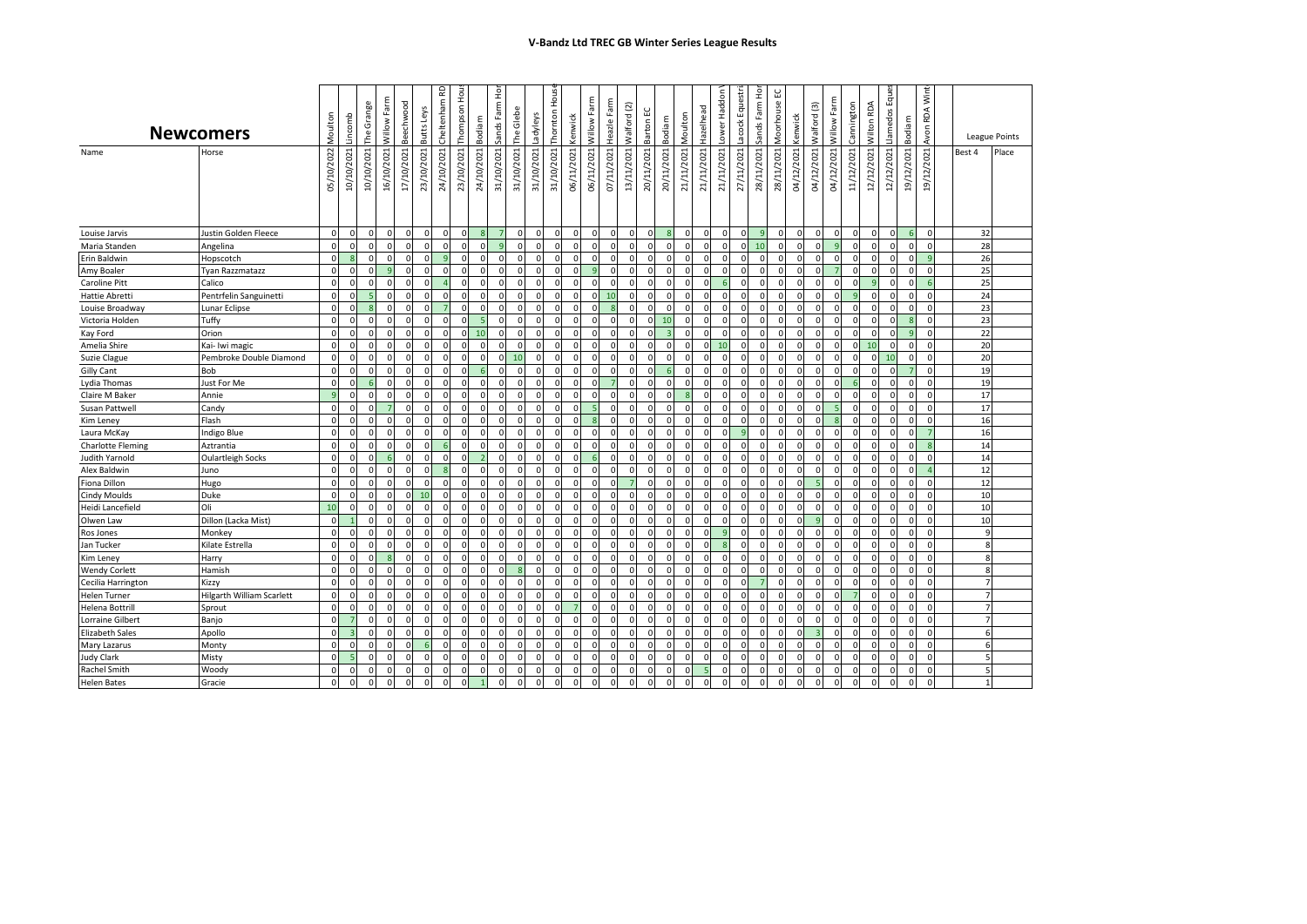# V-Bandz Ltd TREC GB Winter Series League Results

## Newcomers

| | | Moulton | Lincomb | The Grange | Willow Farm | Beechwood | Butts Leys | Cheltenham RD | Thompson Hous | Bodiam | Sands Farm Hor | The Glebe | Ladyleys | Thornton Hous | Kenwick | Willow Farm | Heazle Farm | Walford (2) | Barton EC | Bodiam | Moulton | Hazelhead | lower Haddon | Lacock Equestri | Sands Farm Hor | Moorhouse EC | Kenwick | Walford (3) | Willow Farm | Cannington | Wilton RDA | Llamedos Eques | Bodiam | Avon RDA Wint | League Points | |
|---|---|---|---|---|---|---|---|---|---|---|---|---|---|---|---|---|---|---|---|---|---|---|---|---|---|---|---|---|---|---|---|---|---|---|---|---|
| Name | Horse | 05/10/2022 | 10/10/2021 | 10/10/2021 | 16/10/2021 | 17/10/2021 | 23/10/2021 | 24/10/2021 | 23/10/2021 | 24/10/2021 | 31/10/2021 | 31/10/2021 | 31/10/2021 | 31/10/2021 | 06/11/2021 | 06/11/2021 | 07/11/2021 | 13/11/2021 | 20/11/2021 | 20/11/2021 | 21/11/2021 | 21/11/2021 | 21/11/2021 | 27/11/2021 | 28/11/2021 | 28/11/2021 | 04/12/2021 | 04/12/2021 | 04/12/2021 | 11/12/2021 | 12/12/2021 | 12/12/2021 | 19/12/2021 | 19/12/2021 | Best 4 | Place |
| Louise Jarvis | Justin Golden Fleece | 0 | 0 | 0 | 0 | 0 | 0 | 0 | 0 | 8 | 7 | 0 | 0 | 0 | 0 | 0 | 0 | 0 | 0 | 8 | 0 | 0 | 0 | 0 | 9 | 0 | 0 | 0 | 0 | 0 | 0 | 0 | 6 | 0 | 32 | |
| Maria Standen | Angelina | 0 | 0 | 0 | 0 | 0 | 0 | 0 | 0 | 0 | 9 | 0 | 0 | 0 | 0 | 0 | 0 | 0 | 0 | 0 | 0 | 0 | 0 | 0 | 10 | 0 | 0 | 9 | 0 | 0 | 0 | 0 | 0 | 0 | 28 | |
| Erin Baldwin | Hopscotch | 0 | 8 | 0 | 0 | 0 | 0 | 9 | 0 | 0 | 0 | 0 | 0 | 0 | 0 | 0 | 0 | 0 | 0 | 0 | 0 | 0 | 0 | 0 | 0 | 0 | 0 | 0 | 0 | 0 | 0 | 0 | 0 | 9 | 26 | |
| Amy Boaler | Tyan Razzmatazz | 0 | 0 | 0 | 9 | 0 | 0 | 0 | 0 | 0 | 0 | 0 | 0 | 0 | 0 | 9 | 0 | 0 | 0 | 0 | 0 | 0 | 0 | 0 | 0 | 0 | 0 | 0 | 7 | 0 | 0 | 0 | 0 | 0 | 25 | |
| Caroline Pitt | Calico | 0 | 0 | 0 | 0 | 0 | 0 | 4 | 0 | 0 | 0 | 0 | 0 | 0 | 0 | 0 | 0 | 0 | 0 | 0 | 0 | 0 | 6 | 0 | 0 | 0 | 0 | 0 | 0 | 0 | 9 | 0 | 0 | 6 | 25 | |
| Hattie Abretti | Pentrfelin Sanguinetti | 0 | 0 | 5 | 0 | 0 | 0 | 0 | 0 | 0 | 0 | 0 | 0 | 0 | 0 | 0 | 10 | 0 | 0 | 0 | 0 | 0 | 0 | 0 | 0 | 0 | 0 | 0 | 0 | 9 | 0 | 0 | 0 | 0 | 24 | |
| Louise Broadway | Lunar Eclipse | 0 | 0 | 8 | 0 | 0 | 0 | 7 | 0 | 0 | 0 | 0 | 0 | 0 | 0 | 0 | 8 | 0 | 0 | 0 | 0 | 0 | 0 | 0 | 0 | 0 | 0 | 0 | 0 | 0 | 0 | 0 | 0 | 0 | 23 | |
| Victoria Holden | Tuffy | 0 | 0 | 0 | 0 | 0 | 0 | 0 | 0 | 5 | 0 | 0 | 0 | 0 | 0 | 0 | 0 | 0 | 0 | 10 | 0 | 0 | 0 | 0 | 0 | 0 | 0 | 0 | 0 | 0 | 0 | 0 | 8 | 0 | 23 | |
| Kay Ford | Orion | 0 | 0 | 0 | 0 | 0 | 0 | 0 | 0 | 10 | 0 | 0 | 0 | 0 | 0 | 0 | 0 | 0 | 0 | 3 | 0 | 0 | 0 | 0 | 0 | 0 | 0 | 0 | 0 | 0 | 0 | 0 | 9 | 0 | 22 | |
| Amelia Shire | Kai- Iwi magic | 0 | 0 | 0 | 0 | 0 | 0 | 0 | 0 | 0 | 0 | 0 | 0 | 0 | 0 | 0 | 0 | 0 | 0 | 0 | 0 | 0 | 10 | 0 | 0 | 0 | 0 | 0 | 0 | 0 | 10 | 0 | 0 | 0 | 20 | |
| Suzie Clague | Pembroke Double Diamond | 0 | 0 | 0 | 0 | 0 | 0 | 0 | 0 | 0 | 0 | 10 | 0 | 0 | 0 | 0 | 0 | 0 | 0 | 0 | 0 | 0 | 0 | 0 | 0 | 0 | 0 | 0 | 0 | 0 | 0 | 10 | 0 | 0 | 20 | |
| Gilly Cant | Bob | 0 | 0 | 0 | 0 | 0 | 0 | 0 | 0 | 6 | 0 | 0 | 0 | 0 | 0 | 0 | 0 | 0 | 0 | 6 | 0 | 0 | 0 | 0 | 0 | 0 | 0 | 0 | 0 | 0 | 0 | 0 | 7 | 0 | 19 | |
| Lydia Thomas | Just For Me | 0 | 0 | 6 | 0 | 0 | 0 | 0 | 0 | 0 | 0 | 0 | 0 | 0 | 0 | 0 | 7 | 0 | 0 | 0 | 0 | 0 | 0 | 0 | 0 | 0 | 0 | 0 | 0 | 6 | 0 | 0 | 0 | 0 | 19 | |
| Claire M Baker | Annie | 9 | 0 | 0 | 0 | 0 | 0 | 0 | 0 | 0 | 0 | 0 | 0 | 0 | 0 | 0 | 0 | 0 | 0 | 0 | 8 | 0 | 0 | 0 | 0 | 0 | 0 | 0 | 0 | 0 | 0 | 0 | 0 | 0 | 17 | |
| Susan Pattwell | Candy | 0 | 0 | 0 | 7 | 0 | 0 | 0 | 0 | 0 | 0 | 0 | 0 | 0 | 0 | 5 | 0 | 0 | 0 | 0 | 0 | 0 | 0 | 0 | 0 | 0 | 0 | 0 | 5 | 0 | 0 | 0 | 0 | 0 | 17 | |
| Kim Leney | Flash | 0 | 0 | 0 | 0 | 0 | 0 | 0 | 0 | 0 | 0 | 0 | 0 | 0 | 0 | 8 | 0 | 0 | 0 | 0 | 0 | 0 | 0 | 0 | 0 | 0 | 0 | 0 | 8 | 0 | 0 | 0 | 0 | 0 | 16 | |
| Laura McKay | Indigo Blue | 0 | 0 | 0 | 0 | 0 | 0 | 0 | 0 | 0 | 0 | 0 | 0 | 0 | 0 | 0 | 0 | 0 | 0 | 0 | 0 | 0 | 0 | 9 | 0 | 0 | 0 | 0 | 0 | 0 | 0 | 0 | 0 | 7 | 16 | |
| Charlotte Fleming | Aztrantia | 0 | 0 | 0 | 0 | 0 | 0 | 6 | 0 | 0 | 0 | 0 | 0 | 0 | 0 | 0 | 0 | 0 | 0 | 0 | 0 | 0 | 0 | 0 | 0 | 0 | 0 | 0 | 0 | 0 | 0 | 0 | 0 | 8 | 14 | |
| Judith Yarnold | Oulartleigh Socks | 0 | 0 | 0 | 6 | 0 | 0 | 0 | 0 | 2 | 0 | 0 | 0 | 0 | 0 | 6 | 0 | 0 | 0 | 0 | 0 | 0 | 0 | 0 | 0 | 0 | 0 | 0 | 0 | 0 | 0 | 0 | 0 | 0 | 14 | |
| Alex Baldwin | Juno | 0 | 0 | 0 | 0 | 0 | 0 | 8 | 0 | 0 | 0 | 0 | 0 | 0 | 0 | 0 | 0 | 0 | 0 | 0 | 0 | 0 | 0 | 0 | 0 | 0 | 0 | 0 | 0 | 0 | 0 | 0 | 0 | 4 | 12 | |
| Fiona Dillon | Hugo | 0 | 0 | 0 | 0 | 0 | 0 | 0 | 0 | 0 | 0 | 0 | 0 | 0 | 0 | 0 | 0 | 7 | 0 | 0 | 0 | 0 | 0 | 0 | 0 | 0 | 0 | 5 | 0 | 0 | 0 | 0 | 0 | 0 | 12 | |
| Cindy Moulds | Duke | 0 | 0 | 0 | 0 | 0 | 10 | 0 | 0 | 0 | 0 | 0 | 0 | 0 | 0 | 0 | 0 | 0 | 0 | 0 | 0 | 0 | 0 | 0 | 0 | 0 | 0 | 0 | 0 | 0 | 0 | 0 | 0 | 0 | 10 | |
| Heidi Lancefield | Oli | 10 | 0 | 0 | 0 | 0 | 0 | 0 | 0 | 0 | 0 | 0 | 0 | 0 | 0 | 0 | 0 | 0 | 0 | 0 | 0 | 0 | 0 | 0 | 0 | 0 | 0 | 0 | 0 | 0 | 0 | 0 | 0 | 0 | 10 | |
| Olwen Law | Dillon (Lacka Mist) | 0 | 1 | 0 | 0 | 0 | 0 | 0 | 0 | 0 | 0 | 0 | 0 | 0 | 0 | 0 | 0 | 0 | 0 | 0 | 0 | 0 | 0 | 0 | 0 | 0 | 0 | 9 | 0 | 0 | 0 | 0 | 0 | 0 | 10 | |
| Ros Jones | Monkey | 0 | 0 | 0 | 0 | 0 | 0 | 0 | 0 | 0 | 0 | 0 | 0 | 0 | 0 | 0 | 0 | 0 | 0 | 0 | 0 | 0 | 9 | 0 | 0 | 0 | 0 | 0 | 0 | 0 | 0 | 0 | 0 | 0 | 9 | |
| Jan Tucker | Kilate Estrella | 0 | 0 | 0 | 0 | 0 | 0 | 0 | 0 | 0 | 0 | 0 | 0 | 0 | 0 | 0 | 0 | 0 | 0 | 0 | 0 | 0 | 8 | 0 | 0 | 0 | 0 | 0 | 0 | 0 | 0 | 0 | 0 | 0 | 8 | |
| Kim Leney | Harry | 0 | 0 | 0 | 8 | 0 | 0 | 0 | 0 | 0 | 0 | 0 | 0 | 0 | 0 | 0 | 0 | 0 | 0 | 0 | 0 | 0 | 0 | 0 | 0 | 0 | 0 | 0 | 0 | 0 | 0 | 0 | 0 | 0 | 8 | |
| Wendy Corlett | Hamish | 0 | 0 | 0 | 0 | 0 | 0 | 0 | 0 | 0 | 0 | 8 | 0 | 0 | 0 | 0 | 0 | 0 | 0 | 0 | 0 | 0 | 0 | 0 | 0 | 0 | 0 | 0 | 0 | 0 | 0 | 0 | 0 | 0 | 8 | |
| Cecilia Harrington | Kizzy | 0 | 0 | 0 | 0 | 0 | 0 | 0 | 0 | 0 | 0 | 0 | 0 | 0 | 0 | 0 | 0 | 0 | 0 | 0 | 0 | 0 | 0 | 0 | 7 | 0 | 0 | 0 | 0 | 0 | 0 | 0 | 0 | 0 | 7 | |
| Helen Turner | Hilgarth William Scarlett | 0 | 0 | 0 | 0 | 0 | 0 | 0 | 0 | 0 | 0 | 0 | 0 | 0 | 0 | 0 | 0 | 0 | 0 | 0 | 0 | 0 | 0 | 0 | 0 | 0 | 0 | 0 | 0 | 7 | 0 | 0 | 0 | 0 | 7 | |
| Helena Bottrill | Sprout | 0 | 0 | 0 | 0 | 0 | 0 | 0 | 0 | 0 | 0 | 0 | 0 | 0 | 7 | 0 | 0 | 0 | 0 | 0 | 0 | 0 | 0 | 0 | 0 | 0 | 0 | 0 | 0 | 0 | 0 | 0 | 0 | 0 | 7 | |
| Lorraine Gilbert | Banjo | 0 | 7 | 0 | 0 | 0 | 0 | 0 | 0 | 0 | 0 | 0 | 0 | 0 | 0 | 0 | 0 | 0 | 0 | 0 | 0 | 0 | 0 | 0 | 0 | 0 | 0 | 0 | 0 | 0 | 0 | 0 | 0 | 0 | 7 | |
| Elizabeth Sales | Apollo | 0 | 3 | 0 | 0 | 0 | 0 | 0 | 0 | 0 | 0 | 0 | 0 | 0 | 0 | 0 | 0 | 0 | 0 | 0 | 0 | 0 | 0 | 0 | 0 | 0 | 0 | 3 | 0 | 0 | 0 | 0 | 0 | 0 | 6 | |
| Mary Lazarus | Monty | 0 | 0 | 0 | 0 | 0 | 6 | 0 | 0 | 0 | 0 | 0 | 0 | 0 | 0 | 0 | 0 | 0 | 0 | 0 | 0 | 0 | 0 | 0 | 0 | 0 | 0 | 0 | 0 | 0 | 0 | 0 | 0 | 0 | 6 | |
| Judy Clark | Misty | 0 | 5 | 0 | 0 | 0 | 0 | 0 | 0 | 0 | 0 | 0 | 0 | 0 | 0 | 0 | 0 | 0 | 0 | 0 | 0 | 0 | 0 | 0 | 0 | 0 | 0 | 0 | 0 | 0 | 0 | 0 | 0 | 0 | 5 | |
| Rachel Smith | Woody | 0 | 0 | 0 | 0 | 0 | 0 | 0 | 0 | 0 | 0 | 0 | 0 | 0 | 0 | 0 | 0 | 0 | 0 | 0 | 0 | 5 | 0 | 0 | 0 | 0 | 0 | 0 | 0 | 0 | 0 | 0 | 0 | 0 | 5 | |
| Helen Bates | Gracie | 0 | 0 | 0 | 0 | 0 | 0 | 0 | 0 | 1 | 0 | 0 | 0 | 0 | 0 | 0 | 0 | 0 | 0 | 0 | 0 | 0 | 0 | 0 | 0 | 0 | 0 | 0 | 0 | 0 | 0 | 0 | 0 | 0 | 1 | |